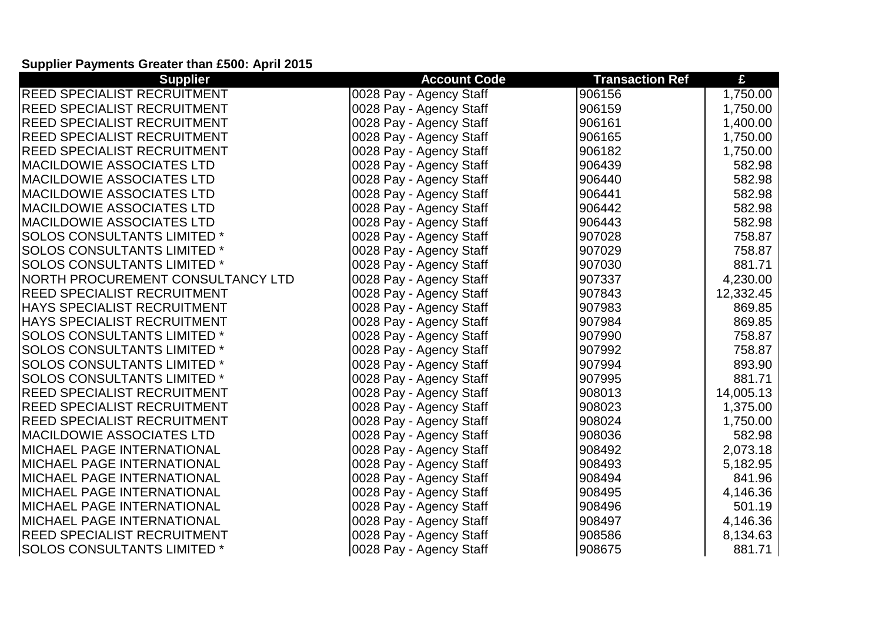**Supplier Payments Greater than £500: April 2015**

| Supplier | Account Code | Transaction Ref | £ |
|---|---|---|---|
| REED SPECIALIST RECRUITMENT | 0028 Pay - Agency Staff | 906156 | 1,750.00 |
| REED SPECIALIST RECRUITMENT | 0028 Pay - Agency Staff | 906159 | 1,750.00 |
| REED SPECIALIST RECRUITMENT | 0028 Pay - Agency Staff | 906161 | 1,400.00 |
| REED SPECIALIST RECRUITMENT | 0028 Pay - Agency Staff | 906165 | 1,750.00 |
| REED SPECIALIST RECRUITMENT | 0028 Pay - Agency Staff | 906182 | 1,750.00 |
| MACILDOWIE ASSOCIATES LTD | 0028 Pay - Agency Staff | 906439 | 582.98 |
| MACILDOWIE ASSOCIATES LTD | 0028 Pay - Agency Staff | 906440 | 582.98 |
| MACILDOWIE ASSOCIATES LTD | 0028 Pay - Agency Staff | 906441 | 582.98 |
| MACILDOWIE ASSOCIATES LTD | 0028 Pay - Agency Staff | 906442 | 582.98 |
| MACILDOWIE ASSOCIATES LTD | 0028 Pay - Agency Staff | 906443 | 582.98 |
| SOLOS CONSULTANTS LIMITED * | 0028 Pay - Agency Staff | 907028 | 758.87 |
| SOLOS CONSULTANTS LIMITED * | 0028 Pay - Agency Staff | 907029 | 758.87 |
| SOLOS CONSULTANTS LIMITED * | 0028 Pay - Agency Staff | 907030 | 881.71 |
| NORTH PROCUREMENT CONSULTANCY LTD | 0028 Pay - Agency Staff | 907337 | 4,230.00 |
| REED SPECIALIST RECRUITMENT | 0028 Pay - Agency Staff | 907843 | 12,332.45 |
| HAYS SPECIALIST RECRUITMENT | 0028 Pay - Agency Staff | 907983 | 869.85 |
| HAYS SPECIALIST RECRUITMENT | 0028 Pay - Agency Staff | 907984 | 869.85 |
| SOLOS CONSULTANTS LIMITED * | 0028 Pay - Agency Staff | 907990 | 758.87 |
| SOLOS CONSULTANTS LIMITED * | 0028 Pay - Agency Staff | 907992 | 758.87 |
| SOLOS CONSULTANTS LIMITED * | 0028 Pay - Agency Staff | 907994 | 893.90 |
| SOLOS CONSULTANTS LIMITED * | 0028 Pay - Agency Staff | 907995 | 881.71 |
| REED SPECIALIST RECRUITMENT | 0028 Pay - Agency Staff | 908013 | 14,005.13 |
| REED SPECIALIST RECRUITMENT | 0028 Pay - Agency Staff | 908023 | 1,375.00 |
| REED SPECIALIST RECRUITMENT | 0028 Pay - Agency Staff | 908024 | 1,750.00 |
| MACILDOWIE ASSOCIATES LTD | 0028 Pay - Agency Staff | 908036 | 582.98 |
| MICHAEL PAGE INTERNATIONAL | 0028 Pay - Agency Staff | 908492 | 2,073.18 |
| MICHAEL PAGE INTERNATIONAL | 0028 Pay - Agency Staff | 908493 | 5,182.95 |
| MICHAEL PAGE INTERNATIONAL | 0028 Pay - Agency Staff | 908494 | 841.96 |
| MICHAEL PAGE INTERNATIONAL | 0028 Pay - Agency Staff | 908495 | 4,146.36 |
| MICHAEL PAGE INTERNATIONAL | 0028 Pay - Agency Staff | 908496 | 501.19 |
| MICHAEL PAGE INTERNATIONAL | 0028 Pay - Agency Staff | 908497 | 4,146.36 |
| REED SPECIALIST RECRUITMENT | 0028 Pay - Agency Staff | 908586 | 8,134.63 |
| SOLOS CONSULTANTS LIMITED * | 0028 Pay - Agency Staff | 908675 | 881.71 |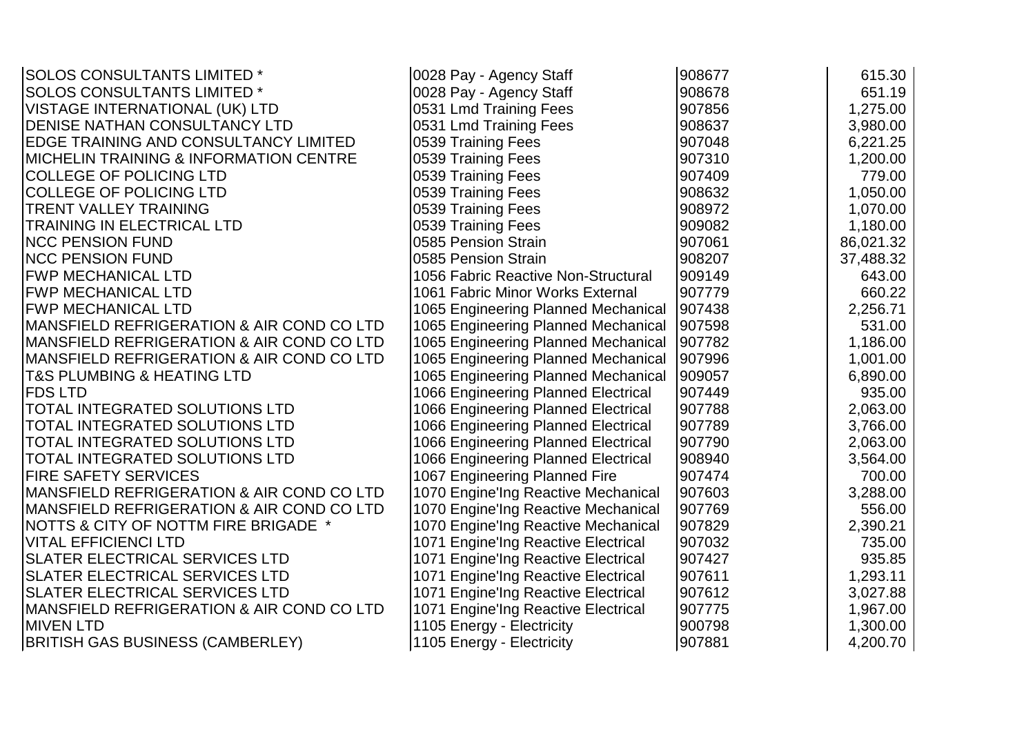| | | | |
|---|---|---|---|
| SOLOS CONSULTANTS LIMITED * | 0028 Pay - Agency Staff | 908677 | 615.30 |
| SOLOS CONSULTANTS LIMITED * | 0028 Pay - Agency Staff | 908678 | 651.19 |
| VISTAGE INTERNATIONAL (UK) LTD | 0531 Lmd Training Fees | 907856 | 1,275.00 |
| DENISE NATHAN CONSULTANCY LTD | 0531 Lmd Training Fees | 908637 | 3,980.00 |
| EDGE TRAINING AND CONSULTANCY LIMITED | 0539 Training Fees | 907048 | 6,221.25 |
| MICHELIN TRAINING & INFORMATION CENTRE | 0539 Training Fees | 907310 | 1,200.00 |
| COLLEGE OF POLICING LTD | 0539 Training Fees | 907409 | 779.00 |
| COLLEGE OF POLICING LTD | 0539 Training Fees | 908632 | 1,050.00 |
| TRENT VALLEY TRAINING | 0539 Training Fees | 908972 | 1,070.00 |
| TRAINING IN ELECTRICAL LTD | 0539 Training Fees | 909082 | 1,180.00 |
| NCC PENSION FUND | 0585 Pension Strain | 907061 | 86,021.32 |
| NCC PENSION FUND | 0585 Pension Strain | 908207 | 37,488.32 |
| FWP MECHANICAL LTD | 1056 Fabric Reactive Non-Structural | 909149 | 643.00 |
| FWP MECHANICAL LTD | 1061 Fabric Minor Works External | 907779 | 660.22 |
| FWP MECHANICAL LTD | 1065 Engineering Planned Mechanical | 907438 | 2,256.71 |
| MANSFIELD REFRIGERATION & AIR COND CO LTD | 1065 Engineering Planned Mechanical | 907598 | 531.00 |
| MANSFIELD REFRIGERATION & AIR COND CO LTD | 1065 Engineering Planned Mechanical | 907782 | 1,186.00 |
| MANSFIELD REFRIGERATION & AIR COND CO LTD | 1065 Engineering Planned Mechanical | 907996 | 1,001.00 |
| T&S PLUMBING & HEATING LTD | 1065 Engineering Planned Mechanical | 909057 | 6,890.00 |
| FDS LTD | 1066 Engineering Planned Electrical | 907449 | 935.00 |
| TOTAL INTEGRATED SOLUTIONS LTD | 1066 Engineering Planned Electrical | 907788 | 2,063.00 |
| TOTAL INTEGRATED SOLUTIONS LTD | 1066 Engineering Planned Electrical | 907789 | 3,766.00 |
| TOTAL INTEGRATED SOLUTIONS LTD | 1066 Engineering Planned Electrical | 907790 | 2,063.00 |
| TOTAL INTEGRATED SOLUTIONS LTD | 1066 Engineering Planned Electrical | 908940 | 3,564.00 |
| FIRE SAFETY SERVICES | 1067 Engineering Planned Fire | 907474 | 700.00 |
| MANSFIELD REFRIGERATION & AIR COND CO LTD | 1070 Engine'Ing Reactive Mechanical | 907603 | 3,288.00 |
| MANSFIELD REFRIGERATION & AIR COND CO LTD | 1070 Engine'Ing Reactive Mechanical | 907769 | 556.00 |
| NOTTS & CITY OF NOTTM FIRE BRIGADE * | 1070 Engine'Ing Reactive Mechanical | 907829 | 2,390.21 |
| VITAL EFFICIENCI LTD | 1071 Engine'Ing Reactive Electrical | 907032 | 735.00 |
| SLATER ELECTRICAL SERVICES LTD | 1071 Engine'Ing Reactive Electrical | 907427 | 935.85 |
| SLATER ELECTRICAL SERVICES LTD | 1071 Engine'Ing Reactive Electrical | 907611 | 1,293.11 |
| SLATER ELECTRICAL SERVICES LTD | 1071 Engine'Ing Reactive Electrical | 907612 | 3,027.88 |
| MANSFIELD REFRIGERATION & AIR COND CO LTD | 1071 Engine'Ing Reactive Electrical | 907775 | 1,967.00 |
| MIVEN LTD | 1105 Energy - Electricity | 900798 | 1,300.00 |
| BRITISH GAS BUSINESS (CAMBERLEY) | 1105 Energy - Electricity | 907881 | 4,200.70 |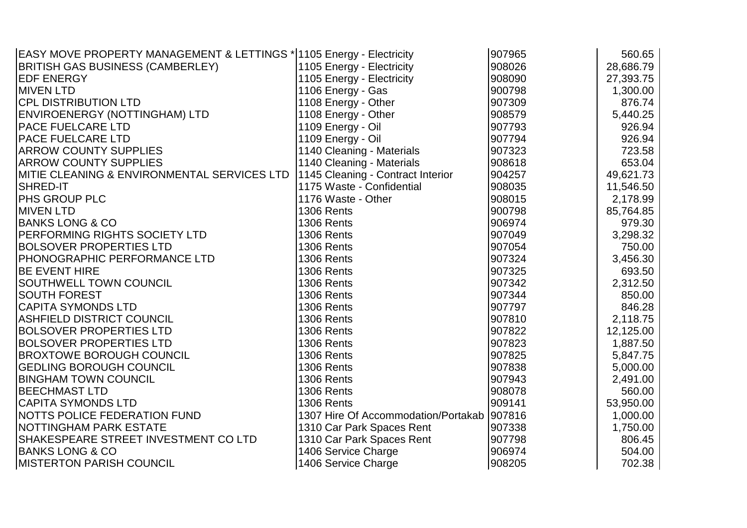| | | | |
|---|---|---|---|
| EASY MOVE PROPERTY MANAGEMENT & LETTINGS * | 1105 Energy - Electricity | 907965 | 560.65 |
| BRITISH GAS BUSINESS (CAMBERLEY) | 1105 Energy - Electricity | 908026 | 28,686.79 |
| EDF ENERGY | 1105 Energy - Electricity | 908090 | 27,393.75 |
| MIVEN LTD | 1106 Energy - Gas | 900798 | 1,300.00 |
| CPL DISTRIBUTION LTD | 1108 Energy - Other | 907309 | 876.74 |
| ENVIROENERGY (NOTTINGHAM) LTD | 1108 Energy - Other | 908579 | 5,440.25 |
| PACE FUELCARE LTD | 1109 Energy - Oil | 907793 | 926.94 |
| PACE FUELCARE LTD | 1109 Energy - Oil | 907794 | 926.94 |
| ARROW COUNTY SUPPLIES | 1140 Cleaning - Materials | 907323 | 723.58 |
| ARROW COUNTY SUPPLIES | 1140 Cleaning - Materials | 908618 | 653.04 |
| MITIE CLEANING & ENVIRONMENTAL SERVICES LTD | 1145 Cleaning - Contract Interior | 904257 | 49,621.73 |
| SHRED-IT | 1175 Waste - Confidential | 908035 | 11,546.50 |
| PHS GROUP PLC | 1176 Waste - Other | 908015 | 2,178.99 |
| MIVEN LTD | 1306 Rents | 900798 | 85,764.85 |
| BANKS LONG & CO | 1306 Rents | 906974 | 979.30 |
| PERFORMING RIGHTS SOCIETY LTD | 1306 Rents | 907049 | 3,298.32 |
| BOLSOVER PROPERTIES LTD | 1306 Rents | 907054 | 750.00 |
| PHONOGRAPHIC PERFORMANCE LTD | 1306 Rents | 907324 | 3,456.30 |
| BE EVENT HIRE | 1306 Rents | 907325 | 693.50 |
| SOUTHWELL TOWN COUNCIL | 1306 Rents | 907342 | 2,312.50 |
| SOUTH FOREST | 1306 Rents | 907344 | 850.00 |
| CAPITA SYMONDS LTD | 1306 Rents | 907797 | 846.28 |
| ASHFIELD DISTRICT COUNCIL | 1306 Rents | 907810 | 2,118.75 |
| BOLSOVER PROPERTIES LTD | 1306 Rents | 907822 | 12,125.00 |
| BOLSOVER PROPERTIES LTD | 1306 Rents | 907823 | 1,887.50 |
| BROXTOWE BOROUGH COUNCIL | 1306 Rents | 907825 | 5,847.75 |
| GEDLING BOROUGH COUNCIL | 1306 Rents | 907838 | 5,000.00 |
| BINGHAM TOWN COUNCIL | 1306 Rents | 907943 | 2,491.00 |
| BEECHMAST LTD | 1306 Rents | 908078 | 560.00 |
| CAPITA SYMONDS LTD | 1306 Rents | 909141 | 53,950.00 |
| NOTTS POLICE FEDERATION FUND | 1307 Hire Of Accommodation/Portakab | 907816 | 1,000.00 |
| NOTTINGHAM PARK ESTATE | 1310 Car Park Spaces Rent | 907338 | 1,750.00 |
| SHAKESPEARE STREET INVESTMENT CO LTD | 1310 Car Park Spaces Rent | 907798 | 806.45 |
| BANKS LONG & CO | 1406 Service Charge | 906974 | 504.00 |
| MISTERTON PARISH COUNCIL | 1406 Service Charge | 908205 | 702.38 |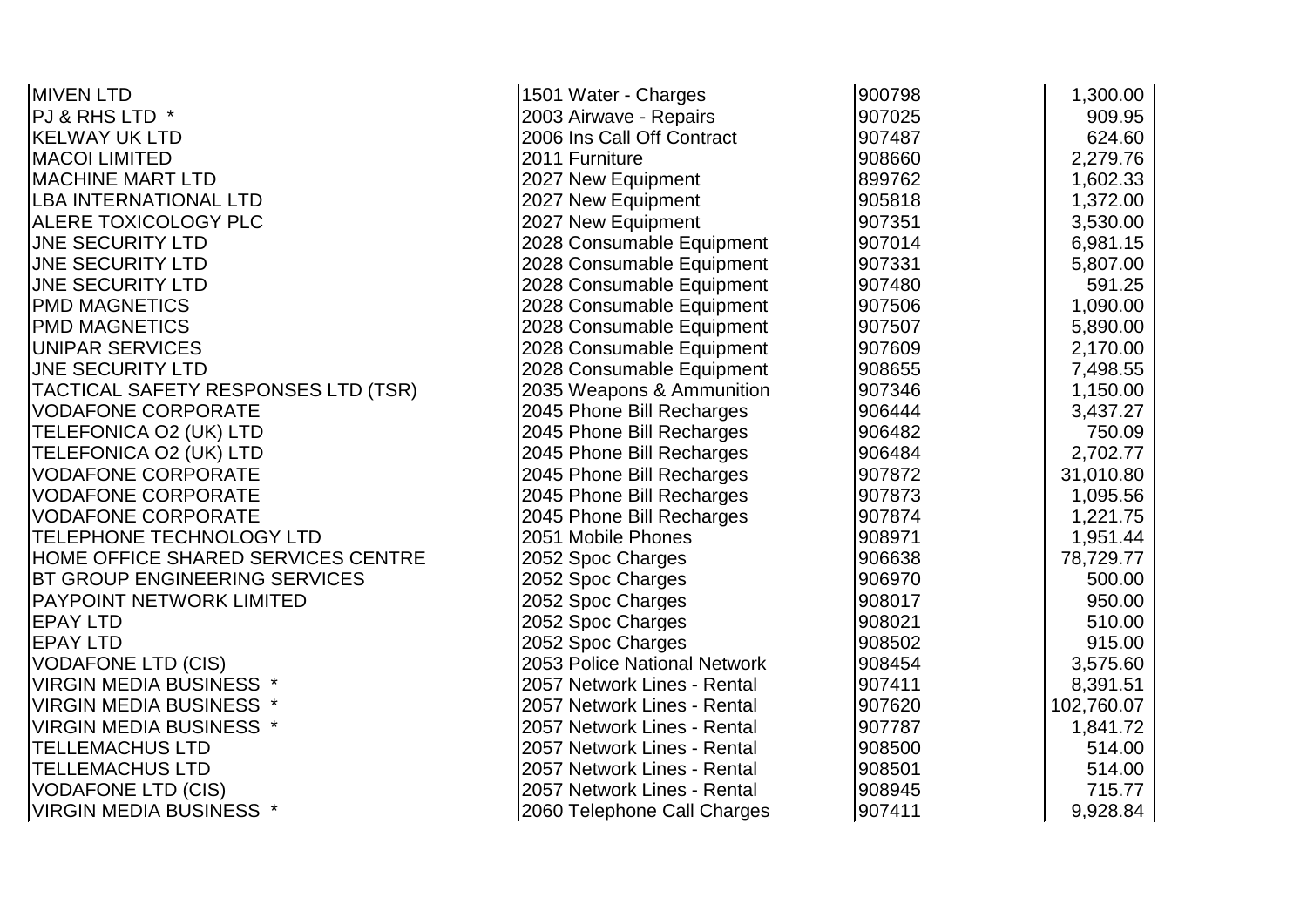| | | | |
|---|---|---|---|
| MIVEN LTD | 1501 Water - Charges | 900798 | 1,300.00 |
| PJ & RHS LTD * | 2003 Airwave - Repairs | 907025 | 909.95 |
| KELWAY UK LTD | 2006 Ins Call Off Contract | 907487 | 624.60 |
| MACOI LIMITED | 2011 Furniture | 908660 | 2,279.76 |
| MACHINE MART LTD | 2027 New Equipment | 899762 | 1,602.33 |
| LBA INTERNATIONAL LTD | 2027 New Equipment | 905818 | 1,372.00 |
| ALERE TOXICOLOGY PLC | 2027 New Equipment | 907351 | 3,530.00 |
| JNE SECURITY LTD | 2028 Consumable Equipment | 907014 | 6,981.15 |
| JNE SECURITY LTD | 2028 Consumable Equipment | 907331 | 5,807.00 |
| JNE SECURITY LTD | 2028 Consumable Equipment | 907480 | 591.25 |
| PMD MAGNETICS | 2028 Consumable Equipment | 907506 | 1,090.00 |
| PMD MAGNETICS | 2028 Consumable Equipment | 907507 | 5,890.00 |
| UNIPAR SERVICES | 2028 Consumable Equipment | 907609 | 2,170.00 |
| JNE SECURITY LTD | 2028 Consumable Equipment | 908655 | 7,498.55 |
| TACTICAL SAFETY RESPONSES LTD (TSR) | 2035 Weapons & Ammunition | 907346 | 1,150.00 |
| VODAFONE CORPORATE | 2045 Phone Bill Recharges | 906444 | 3,437.27 |
| TELEFONICA O2 (UK) LTD | 2045 Phone Bill Recharges | 906482 | 750.09 |
| TELEFONICA O2 (UK) LTD | 2045 Phone Bill Recharges | 906484 | 2,702.77 |
| VODAFONE CORPORATE | 2045 Phone Bill Recharges | 907872 | 31,010.80 |
| VODAFONE CORPORATE | 2045 Phone Bill Recharges | 907873 | 1,095.56 |
| VODAFONE CORPORATE | 2045 Phone Bill Recharges | 907874 | 1,221.75 |
| TELEPHONE TECHNOLOGY LTD | 2051 Mobile Phones | 908971 | 1,951.44 |
| HOME OFFICE SHARED SERVICES CENTRE | 2052 Spoc Charges | 906638 | 78,729.77 |
| BT GROUP ENGINEERING SERVICES | 2052 Spoc Charges | 906970 | 500.00 |
| PAYPOINT NETWORK LIMITED | 2052 Spoc Charges | 908017 | 950.00 |
| EPAY LTD | 2052 Spoc Charges | 908021 | 510.00 |
| EPAY LTD | 2052 Spoc Charges | 908502 | 915.00 |
| VODAFONE LTD (CIS) | 2053 Police National Network | 908454 | 3,575.60 |
| VIRGIN MEDIA BUSINESS * | 2057 Network Lines - Rental | 907411 | 8,391.51 |
| VIRGIN MEDIA BUSINESS * | 2057 Network Lines - Rental | 907620 | 102,760.07 |
| VIRGIN MEDIA BUSINESS * | 2057 Network Lines - Rental | 907787 | 1,841.72 |
| TELLEMACHUS LTD | 2057 Network Lines - Rental | 908500 | 514.00 |
| TELLEMACHUS LTD | 2057 Network Lines - Rental | 908501 | 514.00 |
| VODAFONE LTD (CIS) | 2057 Network Lines - Rental | 908945 | 715.77 |
| VIRGIN MEDIA BUSINESS * | 2060 Telephone Call Charges | 907411 | 9,928.84 |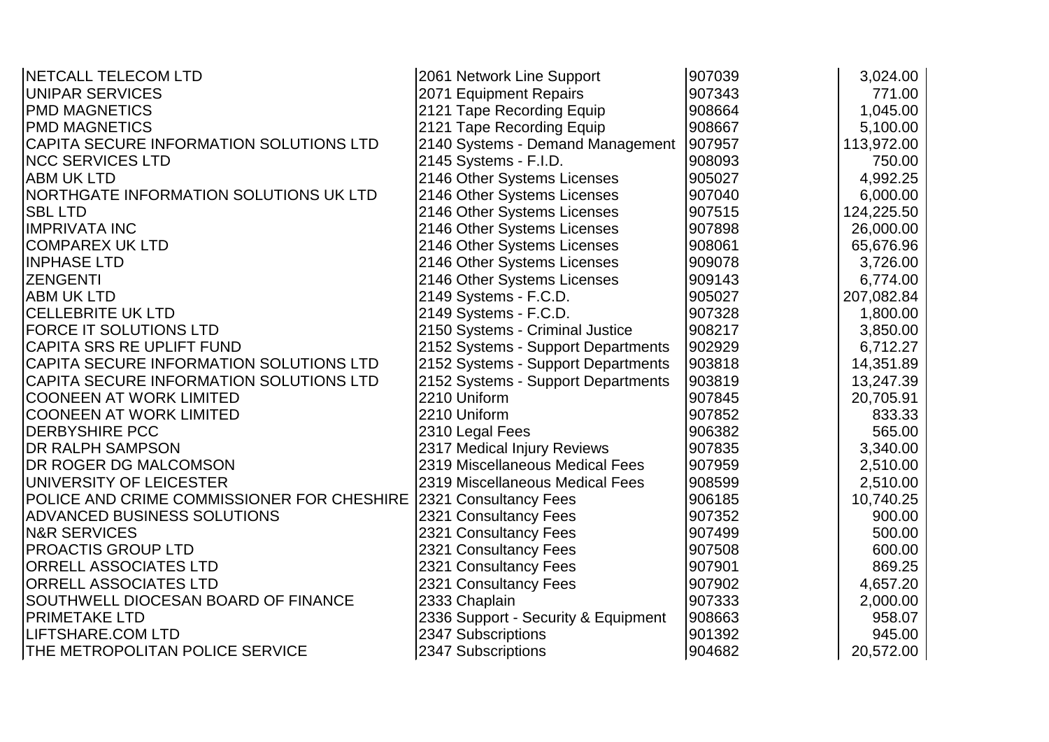| | | | |
|---|---|---|---|
| NETCALL TELECOM LTD | 2061 Network Line Support | 907039 | 3,024.00 |
| UNIPAR SERVICES | 2071 Equipment Repairs | 907343 | 771.00 |
| PMD MAGNETICS | 2121 Tape Recording Equip | 908664 | 1,045.00 |
| PMD MAGNETICS | 2121 Tape Recording Equip | 908667 | 5,100.00 |
| CAPITA SECURE INFORMATION SOLUTIONS LTD | 2140 Systems - Demand Management | 907957 | 113,972.00 |
| NCC SERVICES LTD | 2145 Systems - F.I.D. | 908093 | 750.00 |
| ABM UK LTD | 2146 Other Systems Licenses | 905027 | 4,992.25 |
| NORTHGATE INFORMATION SOLUTIONS UK LTD | 2146 Other Systems Licenses | 907040 | 6,000.00 |
| SBL LTD | 2146 Other Systems Licenses | 907515 | 124,225.50 |
| IMPRIVATA INC | 2146 Other Systems Licenses | 907898 | 26,000.00 |
| COMPAREX UK LTD | 2146 Other Systems Licenses | 908061 | 65,676.96 |
| INPHASE LTD | 2146 Other Systems Licenses | 909078 | 3,726.00 |
| ZENGENTI | 2146 Other Systems Licenses | 909143 | 6,774.00 |
| ABM UK LTD | 2149 Systems - F.C.D. | 905027 | 207,082.84 |
| CELLEBRITE UK LTD | 2149 Systems - F.C.D. | 907328 | 1,800.00 |
| FORCE IT SOLUTIONS LTD | 2150 Systems - Criminal Justice | 908217 | 3,850.00 |
| CAPITA SRS RE UPLIFT FUND | 2152 Systems - Support Departments | 902929 | 6,712.27 |
| CAPITA SECURE INFORMATION SOLUTIONS LTD | 2152 Systems - Support Departments | 903818 | 14,351.89 |
| CAPITA SECURE INFORMATION SOLUTIONS LTD | 2152 Systems - Support Departments | 903819 | 13,247.39 |
| COONEEN AT WORK LIMITED | 2210 Uniform | 907845 | 20,705.91 |
| COONEEN AT WORK LIMITED | 2210 Uniform | 907852 | 833.33 |
| DERBYSHIRE PCC | 2310 Legal Fees | 906382 | 565.00 |
| DR RALPH SAMPSON | 2317 Medical Injury Reviews | 907835 | 3,340.00 |
| DR ROGER DG MALCOMSON | 2319 Miscellaneous Medical Fees | 907959 | 2,510.00 |
| UNIVERSITY OF LEICESTER | 2319 Miscellaneous Medical Fees | 908599 | 2,510.00 |
| POLICE AND CRIME COMMISSIONER FOR CHESHIRE | 2321 Consultancy Fees | 906185 | 10,740.25 |
| ADVANCED BUSINESS SOLUTIONS | 2321 Consultancy Fees | 907352 | 900.00 |
| N&R SERVICES | 2321 Consultancy Fees | 907499 | 500.00 |
| PROACTIS GROUP LTD | 2321 Consultancy Fees | 907508 | 600.00 |
| ORRELL ASSOCIATES LTD | 2321 Consultancy Fees | 907901 | 869.25 |
| ORRELL ASSOCIATES LTD | 2321 Consultancy Fees | 907902 | 4,657.20 |
| SOUTHWELL DIOCESAN BOARD OF FINANCE | 2333 Chaplain | 907333 | 2,000.00 |
| PRIMETAKE LTD | 2336 Support - Security & Equipment | 908663 | 958.07 |
| LIFTSHARE.COM LTD | 2347 Subscriptions | 901392 | 945.00 |
| THE METROPOLITAN POLICE SERVICE | 2347 Subscriptions | 904682 | 20,572.00 |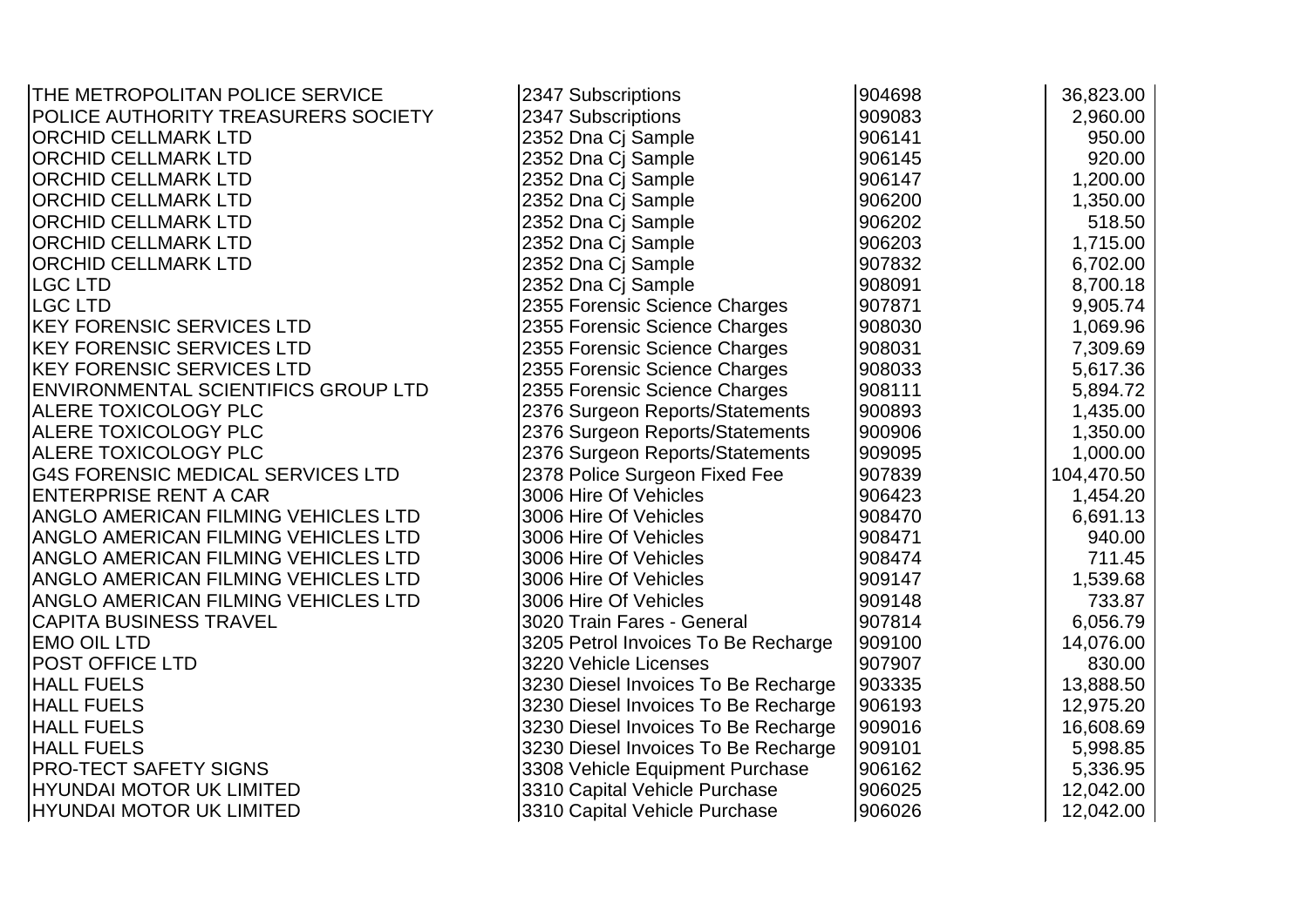| | | | |
|---|---|---|---|
| THE METROPOLITAN POLICE SERVICE | 2347 Subscriptions | 904698 | 36,823.00 |
| POLICE AUTHORITY TREASURERS SOCIETY | 2347 Subscriptions | 909083 | 2,960.00 |
| ORCHID CELLMARK LTD | 2352 Dna Cj Sample | 906141 | 950.00 |
| ORCHID CELLMARK LTD | 2352 Dna Cj Sample | 906145 | 920.00 |
| ORCHID CELLMARK LTD | 2352 Dna Cj Sample | 906147 | 1,200.00 |
| ORCHID CELLMARK LTD | 2352 Dna Cj Sample | 906200 | 1,350.00 |
| ORCHID CELLMARK LTD | 2352 Dna Cj Sample | 906202 | 518.50 |
| ORCHID CELLMARK LTD | 2352 Dna Cj Sample | 906203 | 1,715.00 |
| ORCHID CELLMARK LTD | 2352 Dna Cj Sample | 907832 | 6,702.00 |
| LGC LTD | 2352 Dna Cj Sample | 908091 | 8,700.18 |
| LGC LTD | 2355 Forensic Science Charges | 907871 | 9,905.74 |
| KEY FORENSIC SERVICES LTD | 2355 Forensic Science Charges | 908030 | 1,069.96 |
| KEY FORENSIC SERVICES LTD | 2355 Forensic Science Charges | 908031 | 7,309.69 |
| KEY FORENSIC SERVICES LTD | 2355 Forensic Science Charges | 908033 | 5,617.36 |
| ENVIRONMENTAL SCIENTIFICS GROUP LTD | 2355 Forensic Science Charges | 908111 | 5,894.72 |
| ALERE TOXICOLOGY PLC | 2376 Surgeon Reports/Statements | 900893 | 1,435.00 |
| ALERE TOXICOLOGY PLC | 2376 Surgeon Reports/Statements | 900906 | 1,350.00 |
| ALERE TOXICOLOGY PLC | 2376 Surgeon Reports/Statements | 909095 | 1,000.00 |
| G4S FORENSIC MEDICAL SERVICES LTD | 2378 Police Surgeon Fixed Fee | 907839 | 104,470.50 |
| ENTERPRISE RENT A CAR | 3006 Hire Of Vehicles | 906423 | 1,454.20 |
| ANGLO AMERICAN FILMING VEHICLES LTD | 3006 Hire Of Vehicles | 908470 | 6,691.13 |
| ANGLO AMERICAN FILMING VEHICLES LTD | 3006 Hire Of Vehicles | 908471 | 940.00 |
| ANGLO AMERICAN FILMING VEHICLES LTD | 3006 Hire Of Vehicles | 908474 | 711.45 |
| ANGLO AMERICAN FILMING VEHICLES LTD | 3006 Hire Of Vehicles | 909147 | 1,539.68 |
| ANGLO AMERICAN FILMING VEHICLES LTD | 3006 Hire Of Vehicles | 909148 | 733.87 |
| CAPITA BUSINESS TRAVEL | 3020 Train Fares - General | 907814 | 6,056.79 |
| EMO OIL LTD | 3205 Petrol Invoices To Be Recharge | 909100 | 14,076.00 |
| POST OFFICE LTD | 3220 Vehicle Licenses | 907907 | 830.00 |
| HALL FUELS | 3230 Diesel Invoices To Be Recharge | 903335 | 13,888.50 |
| HALL FUELS | 3230 Diesel Invoices To Be Recharge | 906193 | 12,975.20 |
| HALL FUELS | 3230 Diesel Invoices To Be Recharge | 909016 | 16,608.69 |
| HALL FUELS | 3230 Diesel Invoices To Be Recharge | 909101 | 5,998.85 |
| PRO-TECT SAFETY SIGNS | 3308 Vehicle Equipment Purchase | 906162 | 5,336.95 |
| HYUNDAI MOTOR UK LIMITED | 3310 Capital Vehicle Purchase | 906025 | 12,042.00 |
| HYUNDAI MOTOR UK LIMITED | 3310 Capital Vehicle Purchase | 906026 | 12,042.00 |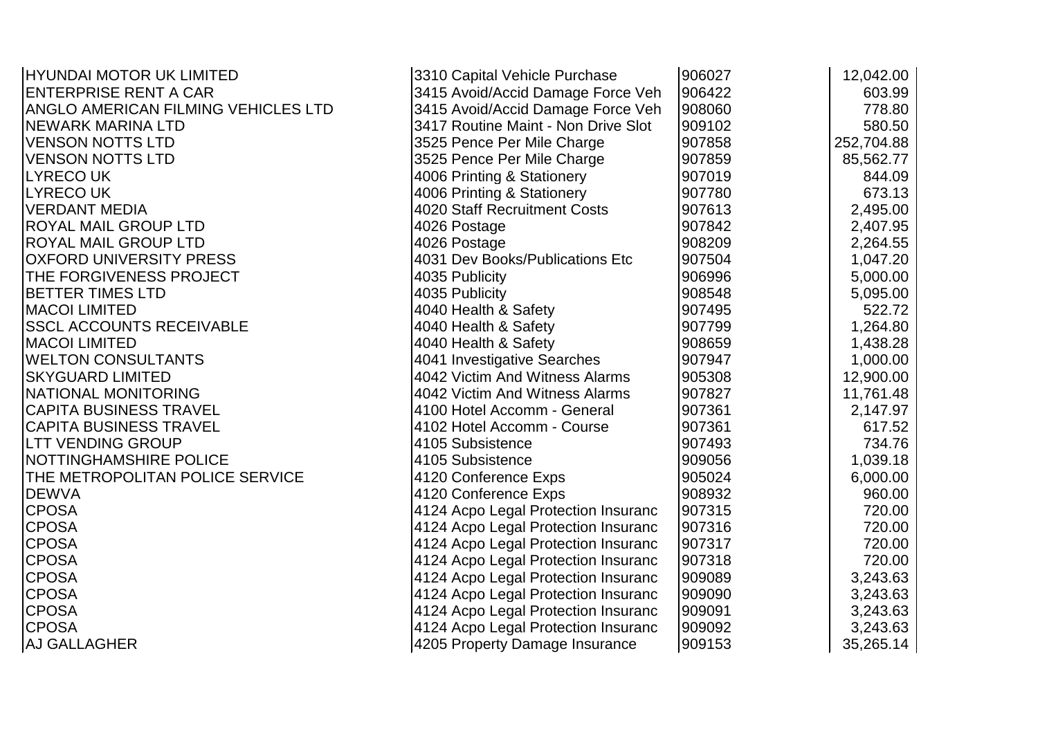| | | | |
|---|---|---|---|
| HYUNDAI MOTOR UK LIMITED | 3310 Capital Vehicle Purchase | 906027 | 12,042.00 |
| ENTERPRISE RENT A CAR | 3415 Avoid/Accid Damage Force Veh | 906422 | 603.99 |
| ANGLO AMERICAN FILMING VEHICLES LTD | 3415 Avoid/Accid Damage Force Veh | 908060 | 778.80 |
| NEWARK MARINA LTD | 3417 Routine Maint - Non Drive Slot | 909102 | 580.50 |
| VENSON NOTTS LTD | 3525 Pence Per Mile Charge | 907858 | 252,704.88 |
| VENSON NOTTS LTD | 3525 Pence Per Mile Charge | 907859 | 85,562.77 |
| LYRECO UK | 4006 Printing & Stationery | 907019 | 844.09 |
| LYRECO UK | 4006 Printing & Stationery | 907780 | 673.13 |
| VERDANT MEDIA | 4020 Staff Recruitment Costs | 907613 | 2,495.00 |
| ROYAL MAIL GROUP LTD | 4026 Postage | 907842 | 2,407.95 |
| ROYAL MAIL GROUP LTD | 4026 Postage | 908209 | 2,264.55 |
| OXFORD UNIVERSITY PRESS | 4031 Dev Books/Publications Etc | 907504 | 1,047.20 |
| THE FORGIVENESS PROJECT | 4035 Publicity | 906996 | 5,000.00 |
| BETTER TIMES LTD | 4035 Publicity | 908548 | 5,095.00 |
| MACOI LIMITED | 4040 Health & Safety | 907495 | 522.72 |
| SSCL ACCOUNTS RECEIVABLE | 4040 Health & Safety | 907799 | 1,264.80 |
| MACOI LIMITED | 4040 Health & Safety | 908659 | 1,438.28 |
| WELTON CONSULTANTS | 4041 Investigative Searches | 907947 | 1,000.00 |
| SKYGUARD LIMITED | 4042 Victim And Witness Alarms | 905308 | 12,900.00 |
| NATIONAL MONITORING | 4042 Victim And Witness Alarms | 907827 | 11,761.48 |
| CAPITA BUSINESS TRAVEL | 4100 Hotel Accomm - General | 907361 | 2,147.97 |
| CAPITA BUSINESS TRAVEL | 4102 Hotel Accomm - Course | 907361 | 617.52 |
| LTT VENDING GROUP | 4105 Subsistence | 907493 | 734.76 |
| NOTTINGHAMSHIRE POLICE | 4105 Subsistence | 909056 | 1,039.18 |
| THE METROPOLITAN POLICE SERVICE | 4120 Conference Exps | 905024 | 6,000.00 |
| DEWVA | 4120 Conference Exps | 908932 | 960.00 |
| CPOSA | 4124 Acpo Legal Protection Insuranc | 907315 | 720.00 |
| CPOSA | 4124 Acpo Legal Protection Insuranc | 907316 | 720.00 |
| CPOSA | 4124 Acpo Legal Protection Insuranc | 907317 | 720.00 |
| CPOSA | 4124 Acpo Legal Protection Insuranc | 907318 | 720.00 |
| CPOSA | 4124 Acpo Legal Protection Insuranc | 909089 | 3,243.63 |
| CPOSA | 4124 Acpo Legal Protection Insuranc | 909090 | 3,243.63 |
| CPOSA | 4124 Acpo Legal Protection Insuranc | 909091 | 3,243.63 |
| CPOSA | 4124 Acpo Legal Protection Insuranc | 909092 | 3,243.63 |
| AJ GALLAGHER | 4205 Property Damage Insurance | 909153 | 35,265.14 |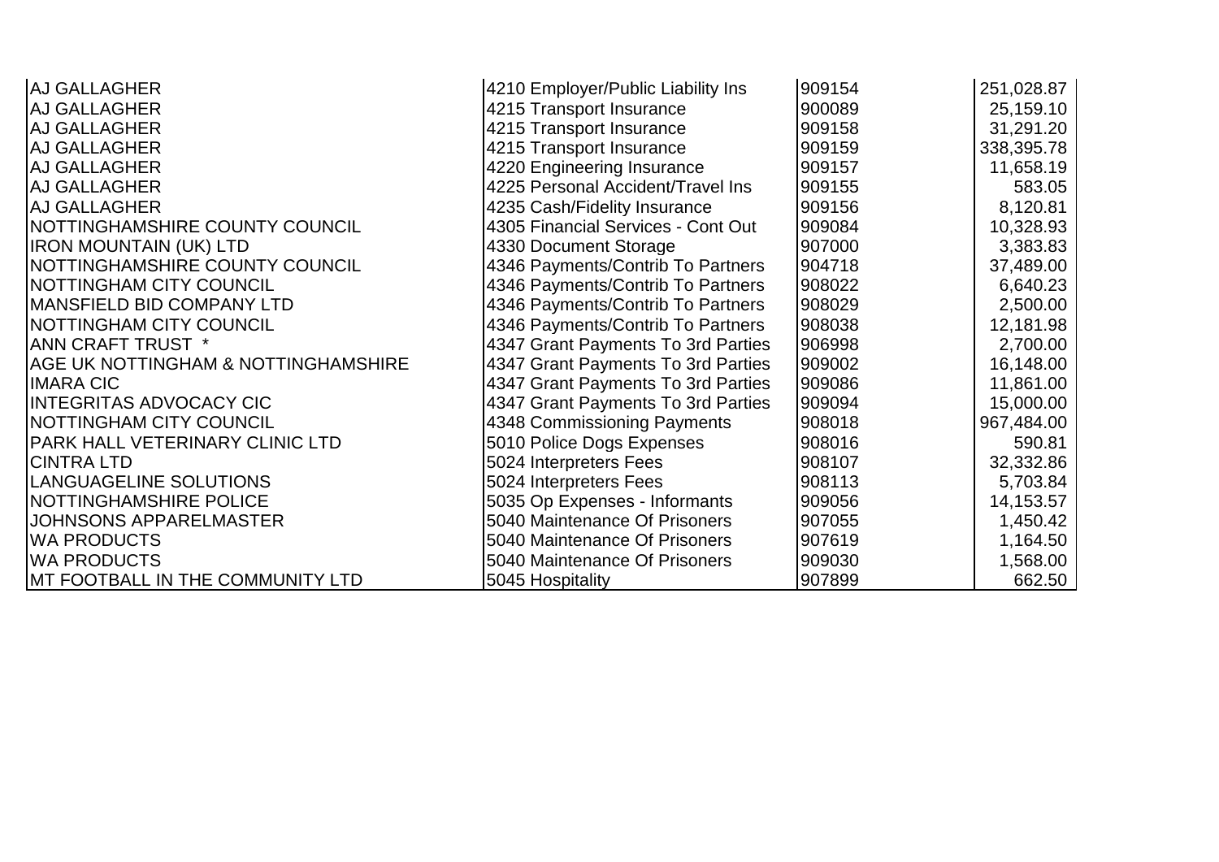| | | | |
|---|---|---|---|
| AJ GALLAGHER | 4210 Employer/Public Liability Ins | 909154 | 251,028.87 |
| AJ GALLAGHER | 4215 Transport Insurance | 900089 | 25,159.10 |
| AJ GALLAGHER | 4215 Transport Insurance | 909158 | 31,291.20 |
| AJ GALLAGHER | 4215 Transport Insurance | 909159 | 338,395.78 |
| AJ GALLAGHER | 4220 Engineering Insurance | 909157 | 11,658.19 |
| AJ GALLAGHER | 4225 Personal Accident/Travel Ins | 909155 | 583.05 |
| AJ GALLAGHER | 4235 Cash/Fidelity Insurance | 909156 | 8,120.81 |
| NOTTINGHAMSHIRE COUNTY COUNCIL | 4305 Financial Services - Cont Out | 909084 | 10,328.93 |
| IRON MOUNTAIN (UK) LTD | 4330 Document Storage | 907000 | 3,383.83 |
| NOTTINGHAMSHIRE COUNTY COUNCIL | 4346 Payments/Contrib To Partners | 904718 | 37,489.00 |
| NOTTINGHAM CITY COUNCIL | 4346 Payments/Contrib To Partners | 908022 | 6,640.23 |
| MANSFIELD BID COMPANY LTD | 4346 Payments/Contrib To Partners | 908029 | 2,500.00 |
| NOTTINGHAM CITY COUNCIL | 4346 Payments/Contrib To Partners | 908038 | 12,181.98 |
| ANN CRAFT TRUST * | 4347 Grant Payments To 3rd Parties | 906998 | 2,700.00 |
| AGE UK NOTTINGHAM & NOTTINGHAMSHIRE | 4347 Grant Payments To 3rd Parties | 909002 | 16,148.00 |
| IMARA CIC | 4347 Grant Payments To 3rd Parties | 909086 | 11,861.00 |
| INTEGRITAS ADVOCACY CIC | 4347 Grant Payments To 3rd Parties | 909094 | 15,000.00 |
| NOTTINGHAM CITY COUNCIL | 4348 Commissioning Payments | 908018 | 967,484.00 |
| PARK HALL VETERINARY CLINIC LTD | 5010 Police Dogs Expenses | 908016 | 590.81 |
| CINTRA LTD | 5024 Interpreters Fees | 908107 | 32,332.86 |
| LANGUAGELINE SOLUTIONS | 5024 Interpreters Fees | 908113 | 5,703.84 |
| NOTTINGHAMSHIRE POLICE | 5035 Op Expenses - Informants | 909056 | 14,153.57 |
| JOHNSONS APPARELMASTER | 5040 Maintenance Of Prisoners | 907055 | 1,450.42 |
| WA PRODUCTS | 5040 Maintenance Of Prisoners | 907619 | 1,164.50 |
| WA PRODUCTS | 5040 Maintenance Of Prisoners | 909030 | 1,568.00 |
| MT FOOTBALL IN THE COMMUNITY LTD | 5045 Hospitality | 907899 | 662.50 |